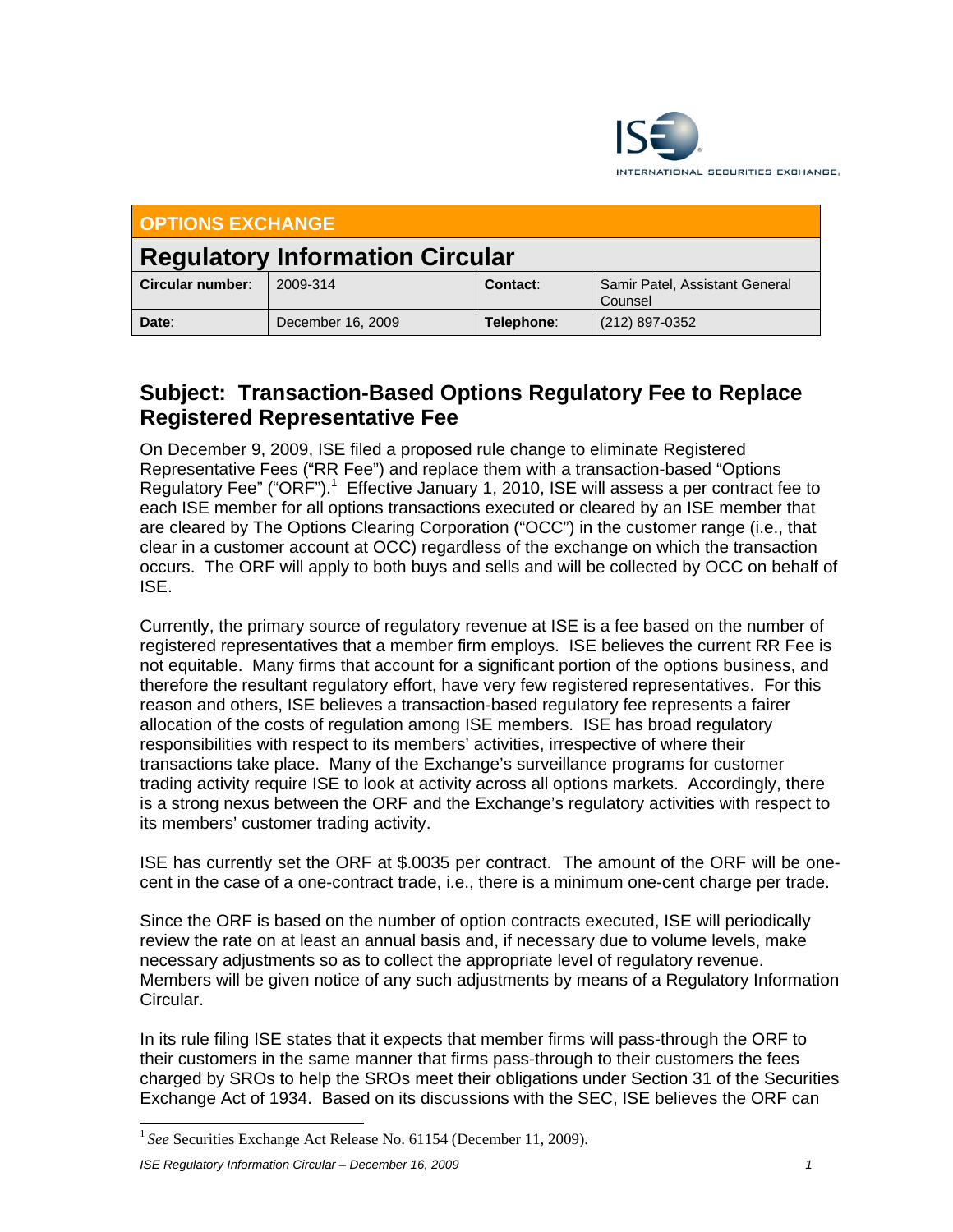ISE INTERNATIONAL SECURITIES EXCHANGE.

| OPTIONS EXCHANGE | | | |
|---|---|---|---|
| **Regulatory Information Circular** | | | |
| **Circular number**: | 2009-314 | **Contact**: | Samir Patel, Assistant General Counsel |
| **Date**: | December 16, 2009 | **Telephone**: | (212) 897-0352 |

## Subject: Transaction-Based Options Regulatory Fee to Replace Registered Representative Fee

On December 9, 2009, ISE filed a proposed rule change to eliminate Registered Representative Fees ("RR Fee") and replace them with a transaction-based "Options Regulatory Fee" ("ORF").[1] Effective January 1, 2010, ISE will assess a per contract fee to each ISE member for all options transactions executed or cleared by an ISE member that are cleared by The Options Clearing Corporation ("OCC") in the customer range (i.e., that clear in a customer account at OCC) regardless of the exchange on which the transaction occurs. The ORF will apply to both buys and sells and will be collected by OCC on behalf of ISE.

Currently, the primary source of regulatory revenue at ISE is a fee based on the number of registered representatives that a member firm employs. ISE believes the current RR Fee is not equitable. Many firms that account for a significant portion of the options business, and therefore the resultant regulatory effort, have very few registered representatives. For this reason and others, ISE believes a transaction-based regulatory fee represents a fairer allocation of the costs of regulation among ISE members. ISE has broad regulatory responsibilities with respect to its members' activities, irrespective of where their transactions take place. Many of the Exchange's surveillance programs for customer trading activity require ISE to look at activity across all options markets. Accordingly, there is a strong nexus between the ORF and the Exchange's regulatory activities with respect to its members' customer trading activity.

ISE has currently set the ORF at $.0035 per contract. The amount of the ORF will be one-cent in the case of a one-contract trade, i.e., there is a minimum one-cent charge per trade.

Since the ORF is based on the number of option contracts executed, ISE will periodically review the rate on at least an annual basis and, if necessary due to volume levels, make necessary adjustments so as to collect the appropriate level of regulatory revenue. Members will be given notice of any such adjustments by means of a Regulatory Information Circular.

In its rule filing ISE states that it expects that member firms will pass-through the ORF to their customers in the same manner that firms pass-through to their customers the fees charged by SROs to help the SROs meet their obligations under Section 31 of the Securities Exchange Act of 1934. Based on its discussions with the SEC, ISE believes the ORF can

[1] *See* Securities Exchange Act Release No. 61154 (December 11, 2009).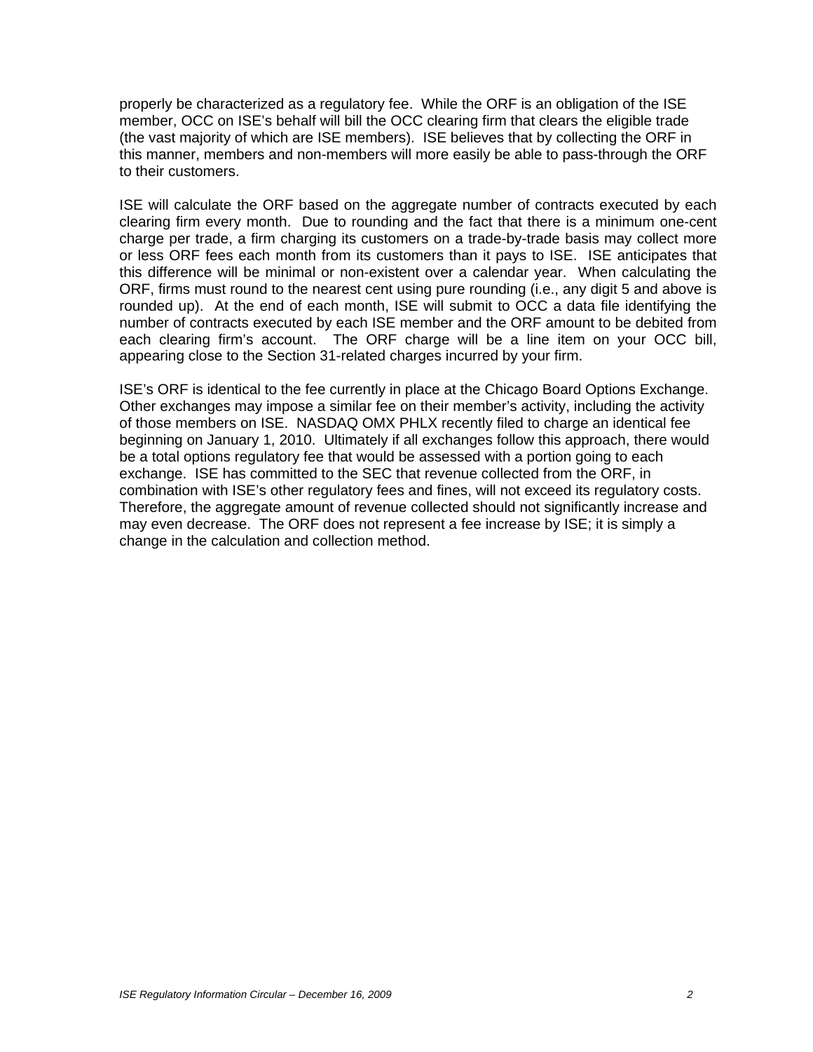properly be characterized as a regulatory fee. While the ORF is an obligation of the ISE member, OCC on ISE's behalf will bill the OCC clearing firm that clears the eligible trade (the vast majority of which are ISE members). ISE believes that by collecting the ORF in this manner, members and non-members will more easily be able to pass-through the ORF to their customers.

ISE will calculate the ORF based on the aggregate number of contracts executed by each clearing firm every month. Due to rounding and the fact that there is a minimum one-cent charge per trade, a firm charging its customers on a trade-by-trade basis may collect more or less ORF fees each month from its customers than it pays to ISE. ISE anticipates that this difference will be minimal or non-existent over a calendar year. When calculating the ORF, firms must round to the nearest cent using pure rounding (i.e., any digit 5 and above is rounded up). At the end of each month, ISE will submit to OCC a data file identifying the number of contracts executed by each ISE member and the ORF amount to be debited from each clearing firm's account. The ORF charge will be a line item on your OCC bill, appearing close to the Section 31-related charges incurred by your firm.

ISE's ORF is identical to the fee currently in place at the Chicago Board Options Exchange. Other exchanges may impose a similar fee on their member's activity, including the activity of those members on ISE. NASDAQ OMX PHLX recently filed to charge an identical fee beginning on January 1, 2010. Ultimately if all exchanges follow this approach, there would be a total options regulatory fee that would be assessed with a portion going to each exchange. ISE has committed to the SEC that revenue collected from the ORF, in combination with ISE's other regulatory fees and fines, will not exceed its regulatory costs. Therefore, the aggregate amount of revenue collected should not significantly increase and may even decrease. The ORF does not represent a fee increase by ISE; it is simply a change in the calculation and collection method.